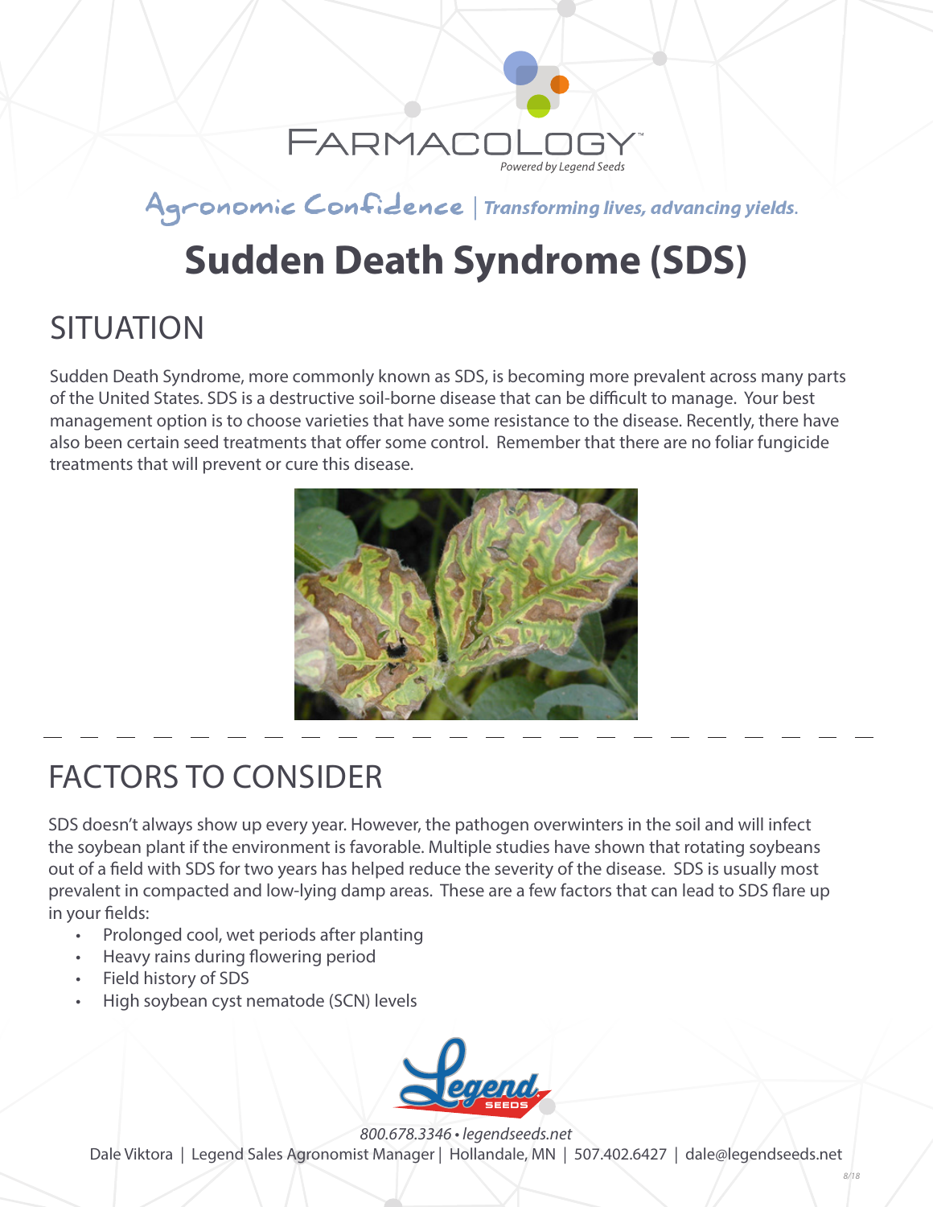# FARMACOLOGY™

*Powered by Legend Seeds*

Agronomic Confidence | *Transforming lives, advancing yields.*

# Sudden Death Syndrome (SDS)

## SITUATION

Sudden Death Syndrome, more commonly known as SDS, is becoming more prevalent across many parts of the United States. SDS is a destructive soil-borne disease that can be difficult to manage. Your best management option is to choose varieties that have some resistance to the disease. Recently, there have also been certain seed treatments that offer some control. Remember that there are no foliar fungicide treatments that will prevent or cure this disease.

## FACTORS TO CONSIDER

SDS doesn't always show up every year. However, the pathogen overwinters in the soil and will infect the soybean plant if the environment is favorable. Multiple studies have shown that rotating soybeans out of a field with SDS for two years has helped reduce the severity of the disease. SDS is usually most prevalent in compacted and low-lying damp areas. These are a few factors that can lead to SDS flare up in your fields:

- Prolonged cool, wet periods after planting
- Heavy rains during flowering period
- Field history of SDS
- High soybean cyst nematode (SCN) levels

*800.678.3346 • legendseeds.net*

Dale Viktora | Legend Sales Agronomist Manager | Hollandale, MN | 507.402.6427 | dale@legendseeds.net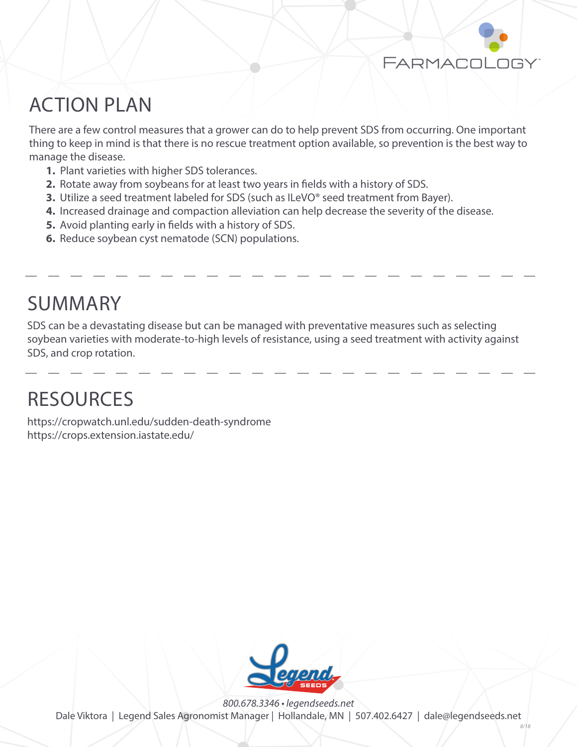## ACTION PLAN

There are a few control measures that a grower can do to help prevent SDS from occurring. One important thing to keep in mind is that there is no rescue treatment option available, so prevention is the best way to manage the disease.

1. Plant varieties with higher SDS tolerances.
2. Rotate away from soybeans for at least two years in fields with a history of SDS.
3. Utilize a seed treatment labeled for SDS (such as ILeVO® seed treatment from Bayer).
4. Increased drainage and compaction alleviation can help decrease the severity of the disease.
5. Avoid planting early in fields with a history of SDS.
6. Reduce soybean cyst nematode (SCN) populations.

## SUMMARY

SDS can be a devastating disease but can be managed with preventative measures such as selecting soybean varieties with moderate-to-high levels of resistance, using a seed treatment with activity against SDS, and crop rotation.

## RESOURCES

https://cropwatch.unl.edu/sudden-death-syndrome
https://crops.extension.iastate.edu/

*800.678.3346 • legendseeds.net*

Dale Viktora | Legend Sales Agronomist Manager | Hollandale, MN | 507.402.6427 | dale@legendseeds.net